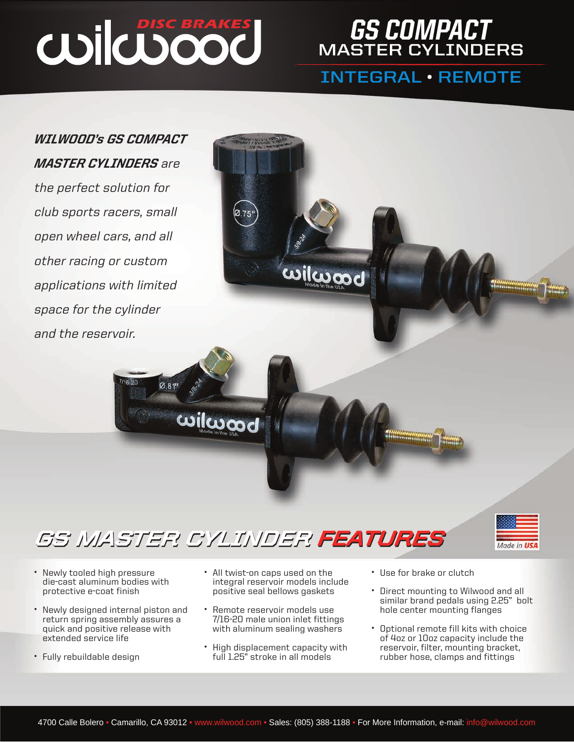# wilwood DISC BRAKES

# GS COMPACT MASTER CYLINDERS

## INTEGRAL • REMOTE

***WILWOOD's GS COMPACT MASTER CYLINDERS*** *are the perfect solution for club sports racers, small open wheel cars, and all other racing or custom applications with limited space for the cylinder and the reservoir.*

## GS MASTER CYLINDER FEATURES

Made in USA

- Newly tooled high pressure die-cast aluminum bodies with protective e-coat finish
- Newly designed internal piston and return spring assembly assures a quick and positive release with extended service life
- Fully rebuildable design
- All twist-on caps used on the integral reservoir models include positive seal bellows gaskets
- Remote reservoir models use 7/16-20 male union inlet fittings with aluminum sealing washers
- High displacement capacity with full 1.25" stroke in all models
- Use for brake or clutch
- Direct mounting to Wilwood and all similar brand pedals using 2.25" bolt hole center mounting flanges
- Optional remote fill kits with choice of 4oz or 10oz capacity include the reservoir, filter, mounting bracket, rubber hose, clamps and fittings

4700 Calle Bolero • Camarillo, CA 93012 • www.wilwood.com • Sales: (805) 388-1188 • For More Information, e-mail: info@wilwood.com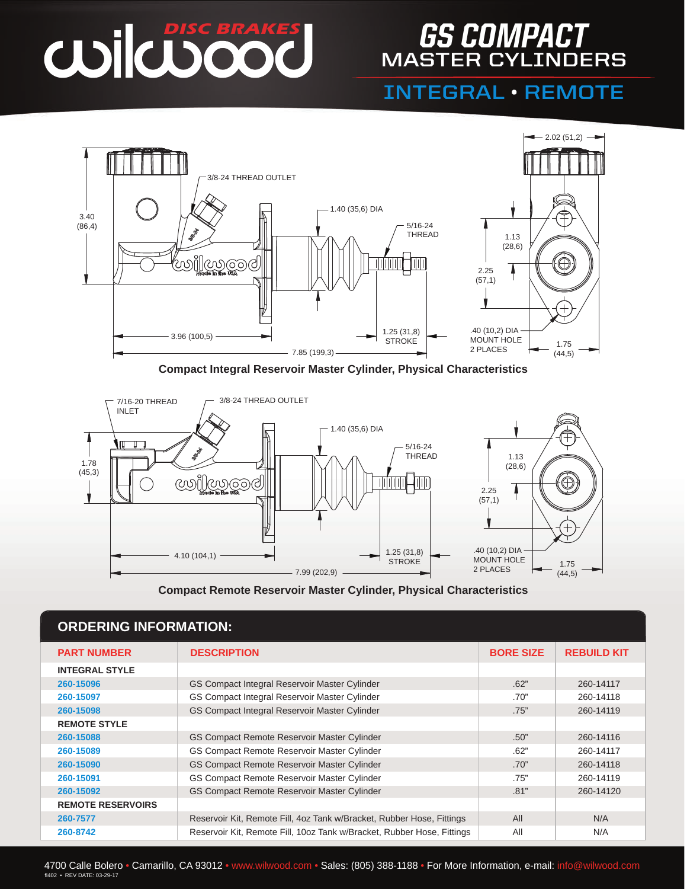# wilwood DISC BRAKES

# GS COMPACT MASTER CYLINDERS

## INTEGRAL • REMOTE

3/8-24 THREAD OUTLET
1.40 (35,6) DIA
5/16-24 THREAD
3.40 (86,4)
1.25 (31,8) STROKE
3.96 (100,5)
7.85 (199,3)
2.02 (51,2)
1.13 (28,6)
2.25 (57,1)
.40 (10,2) DIA MOUNT HOLE 2 PLACES
1.75 (44,5)

**Compact Integral Reservoir Master Cylinder, Physical Characteristics**

7/16-20 THREAD INLET
3/8-24 THREAD OUTLET
1.40 (35,6) DIA
5/16-24 THREAD
1.78 (45,3)
1.25 (31,8) STROKE
4.10 (104,1)
7.99 (202,9)
1.13 (28,6)
2.25 (57,1)
.40 (10,2) DIA MOUNT HOLE 2 PLACES
1.75 (44,5)

**Compact Remote Reservoir Master Cylinder, Physical Characteristics**

## ORDERING INFORMATION:

| PART NUMBER | DESCRIPTION | BORE SIZE | REBUILD KIT |
|---|---|---|---|
| **INTEGRAL STYLE** | | | |
| 260-15096 | GS Compact Integral Reservoir Master Cylinder | .62" | 260-14117 |
| 260-15097 | GS Compact Integral Reservoir Master Cylinder | .70" | 260-14118 |
| 260-15098 | GS Compact Integral Reservoir Master Cylinder | .75" | 260-14119 |
| **REMOTE STYLE** | | | |
| 260-15088 | GS Compact Remote Reservoir Master Cylinder | .50" | 260-14116 |
| 260-15089 | GS Compact Remote Reservoir Master Cylinder | .62" | 260-14117 |
| 260-15090 | GS Compact Remote Reservoir Master Cylinder | .70" | 260-14118 |
| 260-15091 | GS Compact Remote Reservoir Master Cylinder | .75" | 260-14119 |
| 260-15092 | GS Compact Remote Reservoir Master Cylinder | .81" | 260-14120 |
| **REMOTE RESERVOIRS** | | | |
| 260-7577 | Reservoir Kit, Remote Fill, 4oz Tank w/Bracket, Rubber Hose, Fittings | All | N/A |
| 260-8742 | Reservoir Kit, Remote Fill, 10oz Tank w/Bracket, Rubber Hose, Fittings | All | N/A |

4700 Calle Bolero • Camarillo, CA 93012 • www.wilwood.com • Sales: (805) 388-1188 • For More Information, e-mail: info@wilwood.com
fl402 • REV DATE: 03-29-17